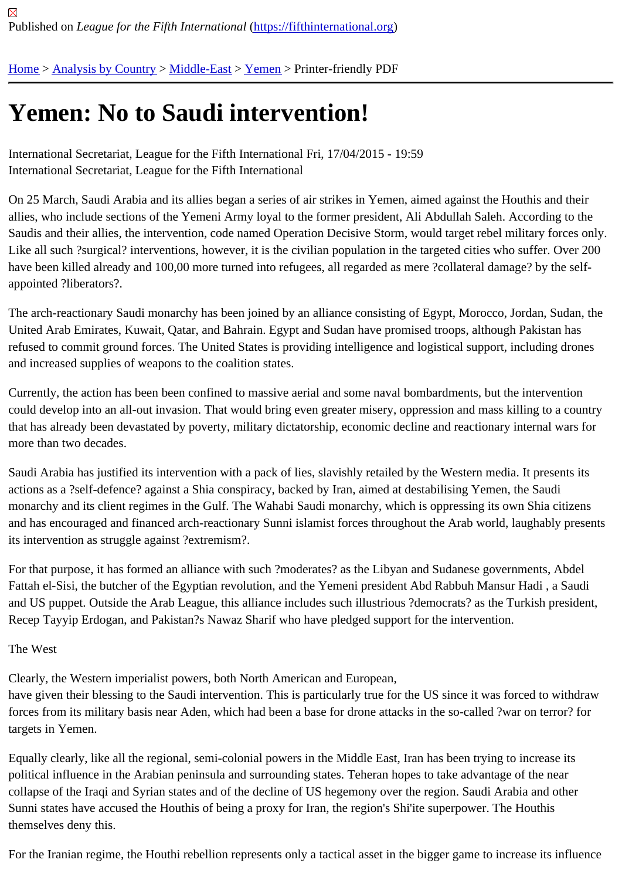Published on *League for the Fifth International* (https://fifthinternational.org)

Home > Analysis by Country > Middle-East > Yemen > Printer-friendly PDF

# Yemen: No to Saudi intervention!

International Secretariat, League for the Fifth International Fri, 17/04/2015 - 19:59
International Secretariat, League for the Fifth International

On 25 March, Saudi Arabia and its allies began a series of air strikes in Yemen, aimed against the Houthis and their allies, who include sections of the Yemeni Army loyal to the former president, Ali Abdullah Saleh. According to the Saudis and their allies, the intervention, code named Operation Decisive Storm, would target rebel military forces only. Like all such ?surgical? interventions, however, it is the civilian population in the targeted cities who suffer. Over 200 have been killed already and 100,00 more turned into refugees, all regarded as mere ?collateral damage? by the self-appointed ?liberators?.

The arch-reactionary Saudi monarchy has been joined by an alliance consisting of Egypt, Morocco, Jordan, Sudan, the United Arab Emirates, Kuwait, Qatar, and Bahrain. Egypt and Sudan have promised troops, although Pakistan has refused to commit ground forces. The United States is providing intelligence and logistical support, including drones and increased supplies of weapons to the coalition states.

Currently, the action has been been confined to massive aerial and some naval bombardments, but the intervention could develop into an all-out invasion. That would bring even greater misery, oppression and mass killing to a country that has already been devastated by poverty, military dictatorship, economic decline and reactionary internal wars for more than two decades.

Saudi Arabia has justified its intervention with a pack of lies, slavishly retailed by the Western media. It presents its actions as a ?self-defence? against a Shia conspiracy, backed by Iran, aimed at destabilising Yemen, the Saudi monarchy and its client regimes in the Gulf. The Wahabi Saudi monarchy, which is oppressing its own Shia citizens and has encouraged and financed arch-reactionary Sunni islamist forces throughout the Arab world, laughably presents its intervention as struggle against ?extremism?.

For that purpose, it has formed an alliance with such ?moderates? as the Libyan and Sudanese governments, Abdel Fattah el-Sisi, the butcher of the Egyptian revolution, and the Yemeni president Abd Rabbuh Mansur Hadi , a Saudi and US puppet. Outside the Arab League, this alliance includes such illustrious ?democrats? as the Turkish president, Recep Tayyip Erdogan, and Pakistan?s Nawaz Sharif who have pledged support for the intervention.

The West

Clearly, the Western imperialist powers, both North American and European,
have given their blessing to the Saudi intervention. This is particularly true for the US since it was forced to withdraw forces from its military basis near Aden, which had been a base for drone attacks in the so-called ?war on terror? for targets in Yemen.

Equally clearly, like all the regional, semi-colonial powers in the Middle East, Iran has been trying to increase its political influence in the Arabian peninsula and surrounding states. Teheran hopes to take advantage of the near collapse of the Iraqi and Syrian states and of the decline of US hegemony over the region. Saudi Arabia and other Sunni states have accused the Houthis of being a proxy for Iran, the region's Shi'ite superpower. The Houthis themselves deny this.

For the Iranian regime, the Houthi rebellion represents only a tactical asset in the bigger game to increase its influence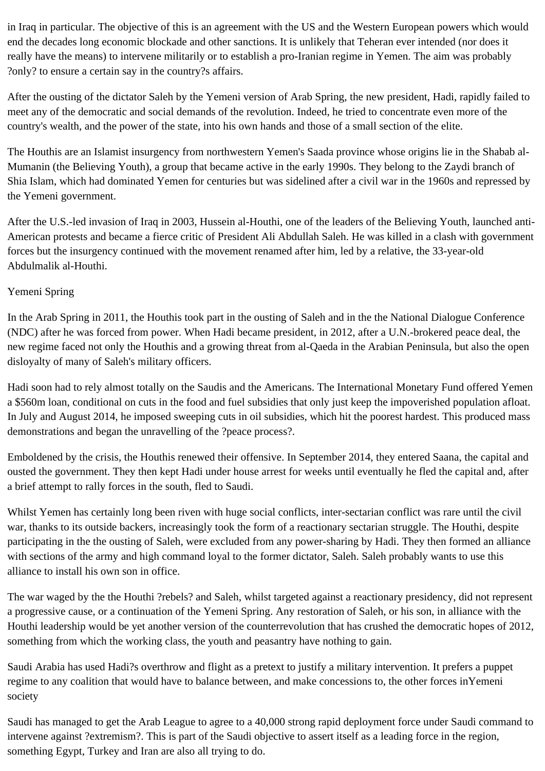in Iraq in particular. The objective of this is an agreement with the US and the Western European powers which would end the decades long economic blockade and other sanctions. It is unlikely that Teheran ever intended (nor does it really have the means) to intervene militarily or to establish a pro-Iranian regime in Yemen. The aim was probably ?only? to ensure a certain say in the country?s affairs.

After the ousting of the dictator Saleh by the Yemeni version of Arab Spring, the new president, Hadi, rapidly failed to meet any of the democratic and social demands of the revolution. Indeed, he tried to concentrate even more of the country's wealth, and the power of the state, into his own hands and those of a small section of the elite.

The Houthis are an Islamist insurgency from northwestern Yemen's Saada province whose origins lie in the Shabab al-Mumanin (the Believing Youth), a group that became active in the early 1990s. They belong to the Zaydi branch of Shia Islam, which had dominated Yemen for centuries but was sidelined after a civil war in the 1960s and repressed by the Yemeni government.

After the U.S.-led invasion of Iraq in 2003, Hussein al-Houthi, one of the leaders of the Believing Youth, launched anti-American protests and became a fierce critic of President Ali Abdullah Saleh. He was killed in a clash with government forces but the insurgency continued with the movement renamed after him, led by a relative, the 33-year-old Abdulmalik al-Houthi.

Yemeni Spring

In the Arab Spring in 2011, the Houthis took part in the ousting of Saleh and in the the National Dialogue Conference (NDC) after he was forced from power. When Hadi became president, in 2012, after a U.N.-brokered peace deal, the new regime faced not only the Houthis and a growing threat from al-Qaeda in the Arabian Peninsula, but also the open disloyalty of many of Saleh's military officers.

Hadi soon had to rely almost totally on the Saudis and the Americans. The International Monetary Fund offered Yemen a $560m loan, conditional on cuts in the food and fuel subsidies that only just keep the impoverished population afloat. In July and August 2014, he imposed sweeping cuts in oil subsidies, which hit the poorest hardest. This produced mass demonstrations and began the unravelling of the ?peace process?.

Emboldened by the crisis, the Houthis renewed their offensive. In September 2014, they entered Saana, the capital and ousted the government. They then kept Hadi under house arrest for weeks until eventually he fled the capital and, after a brief attempt to rally forces in the south, fled to Saudi.

Whilst Yemen has certainly long been riven with huge social conflicts, inter-sectarian conflict was rare until the civil war, thanks to its outside backers, increasingly took the form of a reactionary sectarian struggle. The Houthi, despite participating in the the ousting of Saleh, were excluded from any power-sharing by Hadi. They then formed an alliance with sections of the army and high command loyal to the former dictator, Saleh. Saleh probably wants to use this alliance to install his own son in office.

The war waged by the the Houthi ?rebels? and Saleh, whilst targeted against a reactionary presidency, did not represent a progressive cause, or a continuation of the Yemeni Spring. Any restoration of Saleh, or his son, in alliance with the Houthi leadership would be yet another version of the counterrevolution that has crushed the democratic hopes of 2012, something from which the working class, the youth and peasantry have nothing to gain.

Saudi Arabia has used Hadi?s overthrow and flight as a pretext to justify a military intervention. It prefers a puppet regime to any coalition that would have to balance between, and make concessions to, the other forces inYemeni society

Saudi has managed to get the Arab League to agree to a 40,000 strong rapid deployment force under Saudi command to intervene against ?extremism?. This is part of the Saudi objective to assert itself as a leading force in the region, something Egypt, Turkey and Iran are also all trying to do.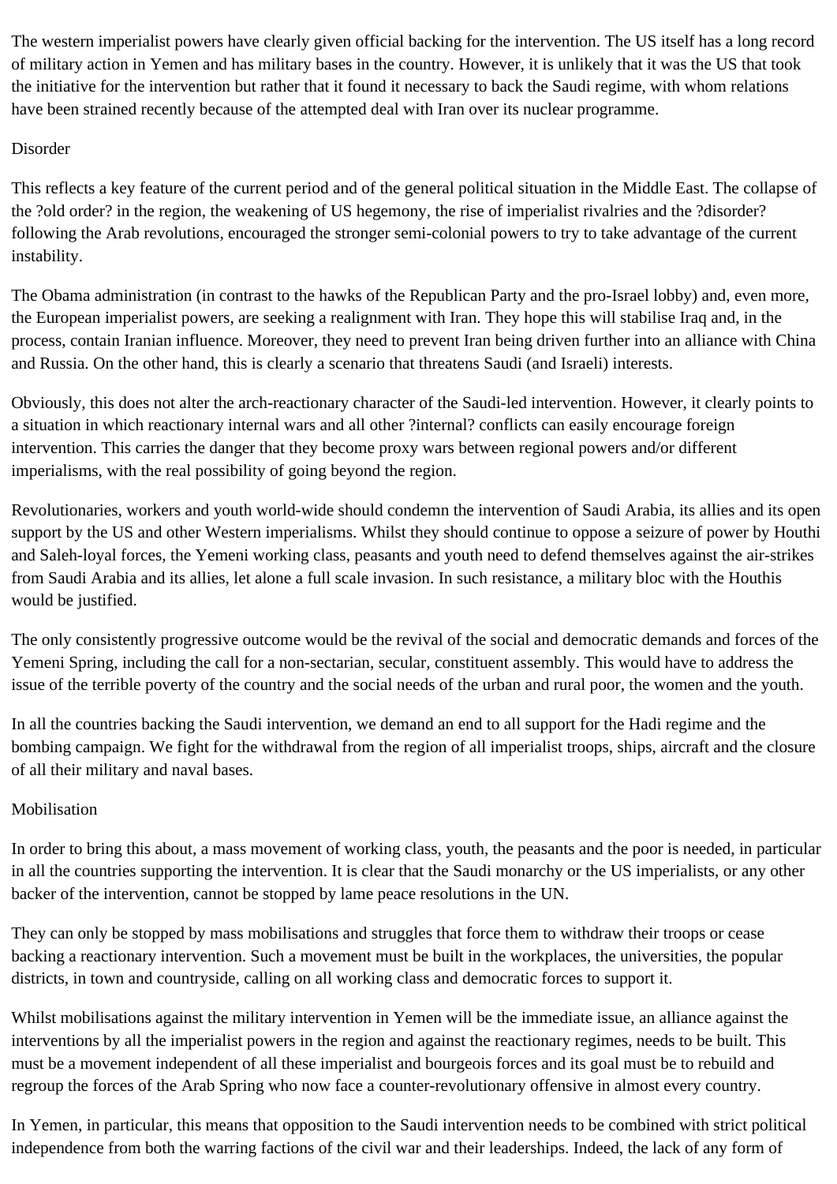The western imperialist powers have clearly given official backing for the intervention. The US itself has a long record of military action in Yemen and has military bases in the country. However, it is unlikely that it was the US that took the initiative for the intervention but rather that it found it necessary to back the Saudi regime, with whom relations have been strained recently because of the attempted deal with Iran over its nuclear programme.

## Disorder

This reflects a key feature of the current period and of the general political situation in the Middle East. The collapse of the ?old order? in the region, the weakening of US hegemony, the rise of imperialist rivalries and the ?disorder? following the Arab revolutions, encouraged the stronger semi-colonial powers to try to take advantage of the current instability.

The Obama administration (in contrast to the hawks of the Republican Party and the pro-Israel lobby) and, even more, the European imperialist powers, are seeking a realignment with Iran. They hope this will stabilise Iraq and, in the process, contain Iranian influence. Moreover, they need to prevent Iran being driven further into an alliance with China and Russia. On the other hand, this is clearly a scenario that threatens Saudi (and Israeli) interests.

Obviously, this does not alter the arch-reactionary character of the Saudi-led intervention. However, it clearly points to a situation in which reactionary internal wars and all other ?internal? conflicts can easily encourage foreign intervention. This carries the danger that they become proxy wars between regional powers and/or different imperialisms, with the real possibility of going beyond the region.

Revolutionaries, workers and youth world-wide should condemn the intervention of Saudi Arabia, its allies and its open support by the US and other Western imperialisms. Whilst they should continue to oppose a seizure of power by Houthi and Saleh-loyal forces, the Yemeni working class, peasants and youth need to defend themselves against the air-strikes from Saudi Arabia and its allies, let alone a full scale invasion. In such resistance, a military bloc with the Houthis would be justified.

The only consistently progressive outcome would be the revival of the social and democratic demands and forces of the Yemeni Spring, including the call for a non-sectarian, secular, constituent assembly. This would have to address the issue of the terrible poverty of the country and the social needs of the urban and rural poor, the women and the youth.

In all the countries backing the Saudi intervention, we demand an end to all support for the Hadi regime and the bombing campaign. We fight for the withdrawal from the region of all imperialist troops, ships, aircraft and the closure of all their military and naval bases.

## Mobilisation

In order to bring this about, a mass movement of working class, youth, the peasants and the poor is needed, in particular in all the countries supporting the intervention. It is clear that the Saudi monarchy or the US imperialists, or any other backer of the intervention, cannot be stopped by lame peace resolutions in the UN.

They can only be stopped by mass mobilisations and struggles that force them to withdraw their troops or cease backing a reactionary intervention. Such a movement must be built in the workplaces, the universities, the popular districts, in town and countryside, calling on all working class and democratic forces to support it.

Whilst mobilisations against the military intervention in Yemen will be the immediate issue, an alliance against the interventions by all the imperialist powers in the region and against the reactionary regimes, needs to be built. This must be a movement independent of all these imperialist and bourgeois forces and its goal must be to rebuild and regroup the forces of the Arab Spring who now face a counter-revolutionary offensive in almost every country.

In Yemen, in particular, this means that opposition to the Saudi intervention needs to be combined with strict political independence from both the warring factions of the civil war and their leaderships. Indeed, the lack of any form of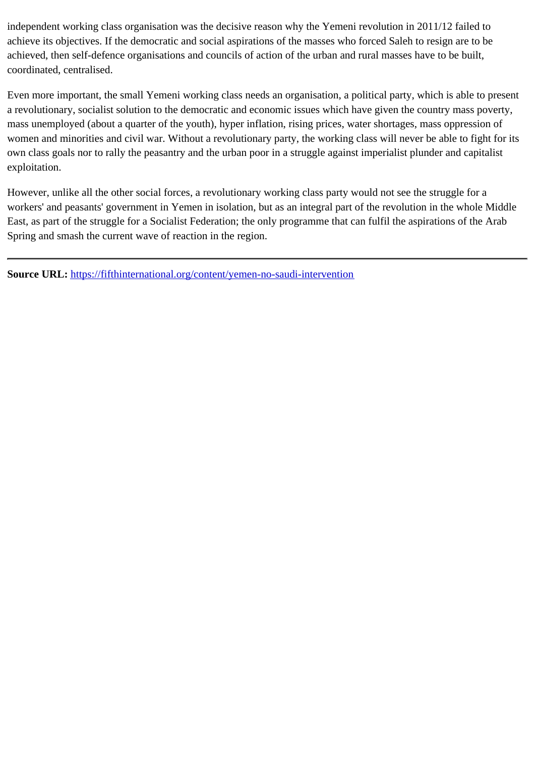independent working class organisation was the decisive reason why the Yemeni revolution in 2011/12 failed to achieve its objectives. If the democratic and social aspirations of the masses who forced Saleh to resign are to be achieved, then self-defence organisations and councils of action of the urban and rural masses have to be built, coordinated, centralised.

Even more important, the small Yemeni working class needs an organisation, a political party, which is able to present a revolutionary, socialist solution to the democratic and economic issues which have given the country mass poverty, mass unemployed (about a quarter of the youth), hyper inflation, rising prices, water shortages, mass oppression of women and minorities and civil war. Without a revolutionary party, the working class will never be able to fight for its own class goals nor to rally the peasantry and the urban poor in a struggle against imperialist plunder and capitalist exploitation.

However, unlike all the other social forces, a revolutionary working class party would not see the struggle for a workers' and peasants' government in Yemen in isolation, but as an integral part of the revolution in the whole Middle East, as part of the struggle for a Socialist Federation; the only programme that can fulfil the aspirations of the Arab Spring and smash the current wave of reaction in the region.

---

**Source URL:** https://fifthinternational.org/content/yemen-no-saudi-intervention